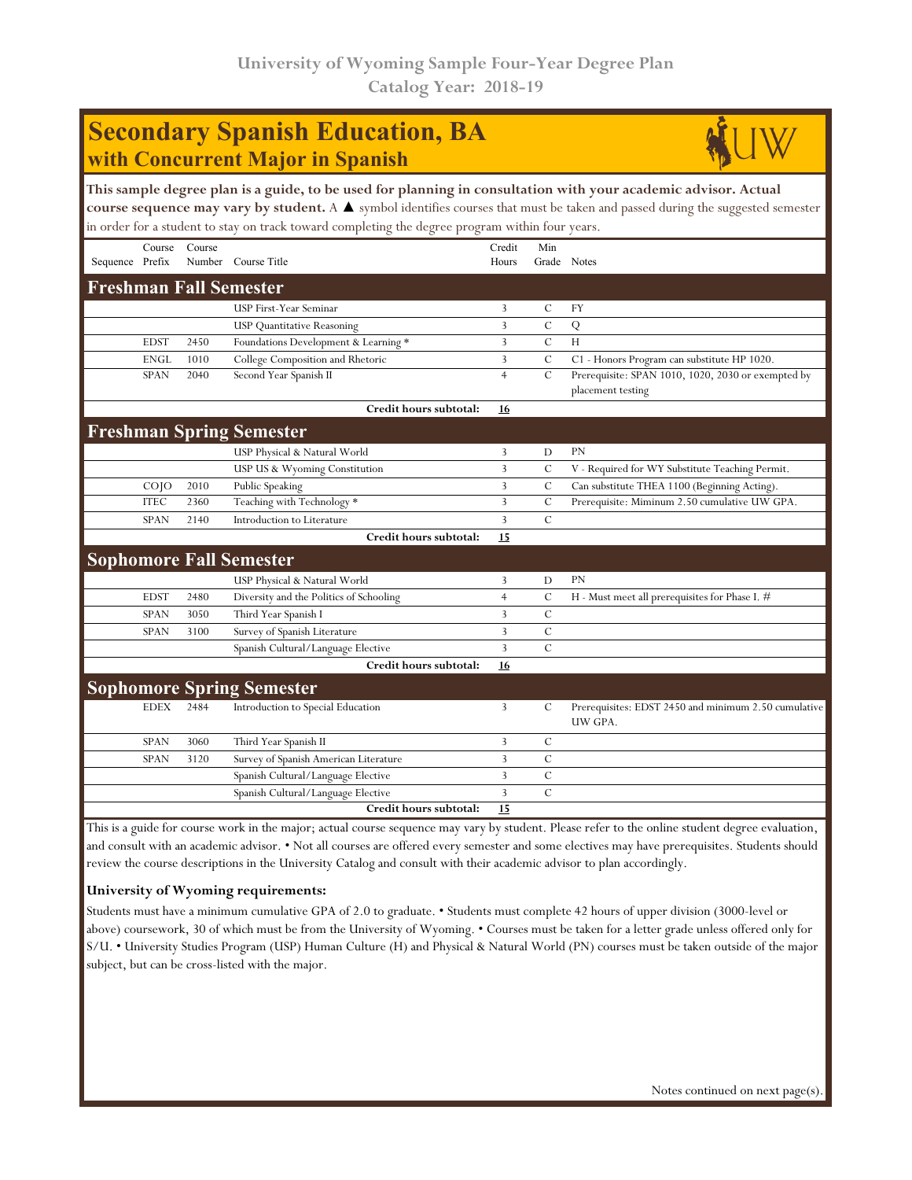# University of Wyoming Sample Four-Year Degree Plan
## Catalog Year: 2018-19

# Secondary Spanish Education, BA
## with Concurrent Major in Spanish

**This sample degree plan is a guide, to be used for planning in consultation with your academic advisor. Actual course sequence may vary by student.** A ▲ symbol identifies courses that must be taken and passed during the suggested semester in order for a student to stay on track toward completing the degree program within four years.

| Sequence | Course Prefix | Course Number | Course Title | Credit Hours | Min Grade | Notes |
|---|---|---|---|---|---|---|
| **Freshman Fall Semester** | | | | | | |
| | | | USP First-Year Seminar | 3 | C | FY |
| | | | USP Quantitative Reasoning | 3 | C | Q |
| | EDST | 2450 | Foundations Development & Learning * | 3 | C | H |
| | ENGL | 1010 | College Composition and Rhetoric | 3 | C | C1 - Honors Program can substitute HP 1020. |
| | SPAN | 2040 | Second Year Spanish II | 4 | C | Prerequisite: SPAN 1010, 1020, 2030 or exempted by placement testing |
| | | | **Credit hours subtotal:** | **16** | | |
| **Freshman Spring Semester** | | | | | | |
| | | | USP Physical & Natural World | 3 | D | PN |
| | | | USP US & Wyoming Constitution | 3 | C | V - Required for WY Substitute Teaching Permit. |
| | COJO | 2010 | Public Speaking | 3 | C | Can substitute THEA 1100 (Beginning Acting). |
| | ITEC | 2360 | Teaching with Technology * | 3 | C | Prerequisite: Miminum 2.50 cumulative UW GPA. |
| | SPAN | 2140 | Introduction to Literature | 3 | C | |
| | | | **Credit hours subtotal:** | **15** | | |
| **Sophomore Fall Semester** | | | | | | |
| | | | USP Physical & Natural World | 3 | D | PN |
| | EDST | 2480 | Diversity and the Politics of Schooling | 4 | C | H - Must meet all prerequisites for Phase I. # |
| | SPAN | 3050 | Third Year Spanish I | 3 | C | |
| | SPAN | 3100 | Survey of Spanish Literature | 3 | C | |
| | | | Spanish Cultural/Language Elective | 3 | C | |
| | | | **Credit hours subtotal:** | **16** | | |
| **Sophomore Spring Semester** | | | | | | |
| | EDEX | 2484 | Introduction to Special Education | 3 | C | Prerequisites: EDST 2450 and minimum 2.50 cumulative UW GPA. |
| | SPAN | 3060 | Third Year Spanish II | 3 | C | |
| | SPAN | 3120 | Survey of Spanish American Literature | 3 | C | |
| | | | Spanish Cultural/Language Elective | 3 | C | |
| | | | Spanish Cultural/Language Elective | 3 | C | |
| | | | **Credit hours subtotal:** | **15** | | |

This is a guide for course work in the major; actual course sequence may vary by student. Please refer to the online student degree evaluation, and consult with an academic advisor. • Not all courses are offered every semester and some electives may have prerequisites. Students should review the course descriptions in the University Catalog and consult with their academic advisor to plan accordingly.

**University of Wyoming requirements:**

Students must have a minimum cumulative GPA of 2.0 to graduate. • Students must complete 42 hours of upper division (3000-level or above) coursework, 30 of which must be from the University of Wyoming. • Courses must be taken for a letter grade unless offered only for S/U. • University Studies Program (USP) Human Culture (H) and Physical & Natural World (PN) courses must be taken outside of the major subject, but can be cross-listed with the major.

Notes continued on next page(s).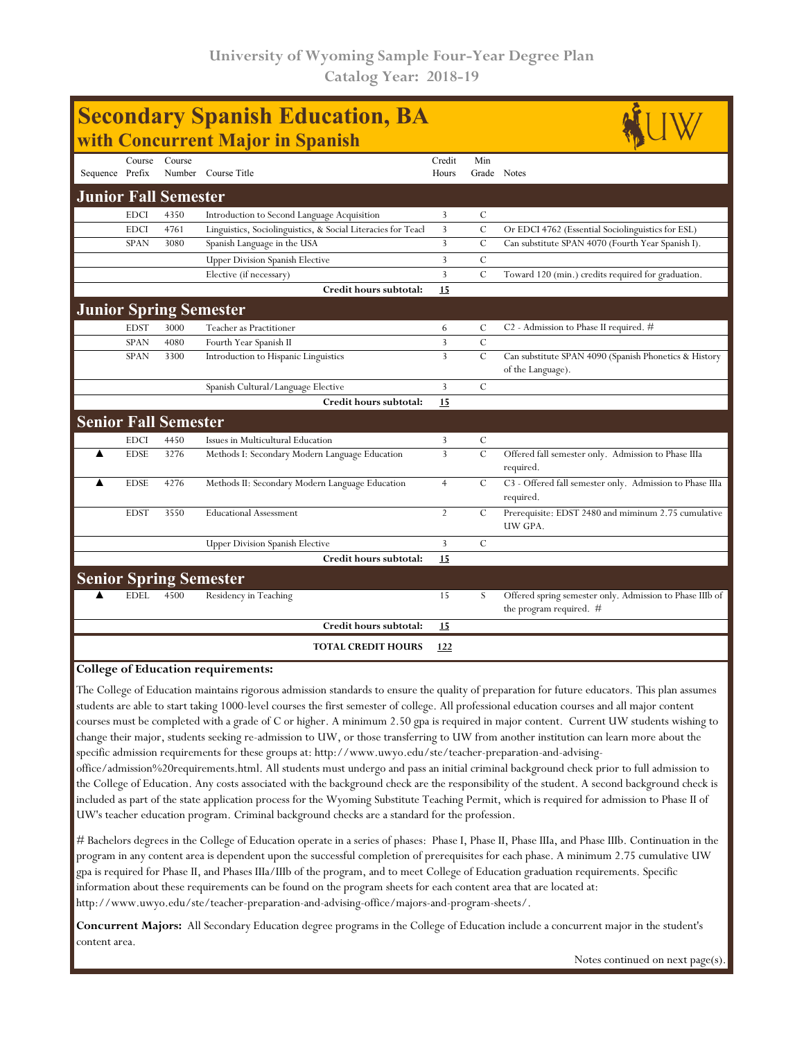University of Wyoming Sample Four-Year Degree Plan
Catalog Year: 2018-19

# Secondary Spanish Education, BA
## with Concurrent Major in Spanish

| Sequence | Course Prefix | Course Number | Course Title | Credit Hours | Min Grade | Notes |
|---|---|---|---|---|---|---|
| **Junior Fall Semester** | | | | | | |
| | EDCI | 4350 | Introduction to Second Language Acquisition | 3 | C | |
| | EDCI | 4761 | Linguistics, Sociolinguistics, & Social Literacies for Teacl | 3 | C | Or EDCI 4762 (Essential Sociolinguistics for ESL) |
| | SPAN | 3080 | Spanish Language in the USA | 3 | C | Can substitute SPAN 4070 (Fourth Year Spanish I). |
| | | | Upper Division Spanish Elective | 3 | C | |
| | | | Elective (if necessary) | 3 | C | Toward 120 (min.) credits required for graduation. |
| | | | **Credit hours subtotal:** | **15** | | |
| **Junior Spring Semester** | | | | | | |
| | EDST | 3000 | Teacher as Practitioner | 6 | C | C2 - Admission to Phase II required. # |
| | SPAN | 4080 | Fourth Year Spanish II | 3 | C | |
| | SPAN | 3300 | Introduction to Hispanic Linguistics | 3 | C | Can substitute SPAN 4090 (Spanish Phonetics & History of the Language). |
| | | | Spanish Cultural/Language Elective | 3 | C | |
| | | | **Credit hours subtotal:** | **15** | | |
| **Senior Fall Semester** | | | | | | |
| | EDCI | 4450 | Issues in Multicultural Education | 3 | C | |
| ▲ | EDSE | 3276 | Methods I: Secondary Modern Language Education | 3 | C | Offered fall semester only. Admission to Phase IIIa required. |
| ▲ | EDSE | 4276 | Methods II: Secondary Modern Language Education | 4 | C | C3 - Offered fall semester only. Admission to Phase IIIa required. |
| | EDST | 3550 | Educational Assessment | 2 | C | Prerequisite: EDST 2480 and miminum 2.75 cumulative UW GPA. |
| | | | Upper Division Spanish Elective | 3 | C | |
| | | | **Credit hours subtotal:** | **15** | | |
| **Senior Spring Semester** | | | | | | |
| ▲ | EDEL | 4500 | Residency in Teaching | 15 | S | Offered spring semester only. Admission to Phase IIIb of the program required. # |
| | | | **Credit hours subtotal:** | **15** | | |
| | | | **TOTAL CREDIT HOURS** | **122** | | |

**College of Education requirements:**

The College of Education maintains rigorous admission standards to ensure the quality of preparation for future educators. This plan assumes students are able to start taking 1000-level courses the first semester of college. All professional education courses and all major content courses must be completed with a grade of C or higher. A minimum 2.50 gpa is required in major content. Current UW students wishing to change their major, students seeking re-admission to UW, or those transferring to UW from another institution can learn more about the specific admission requirements for these groups at: http://www.uwyo.edu/ste/teacher-preparation-and-advising-office/admission%20requirements.html. All students must undergo and pass an initial criminal background check prior to full admission to the College of Education. Any costs associated with the background check are the responsibility of the student. A second background check is included as part of the state application process for the Wyoming Substitute Teaching Permit, which is required for admission to Phase II of UW's teacher education program. Criminal background checks are a standard for the profession.

# Bachelors degrees in the College of Education operate in a series of phases: Phase I, Phase II, Phase IIIa, and Phase IIIb. Continuation in the program in any content area is dependent upon the successful completion of prerequisites for each phase. A minimum 2.75 cumulative UW gpa is required for Phase II, and Phases IIIa/IIIb of the program, and to meet College of Education graduation requirements. Specific information about these requirements can be found on the program sheets for each content area that are located at: http://www.uwyo.edu/ste/teacher-preparation-and-advising-office/majors-and-program-sheets/.

**Concurrent Majors:** All Secondary Education degree programs in the College of Education include a concurrent major in the student's content area.

Notes continued on next page(s).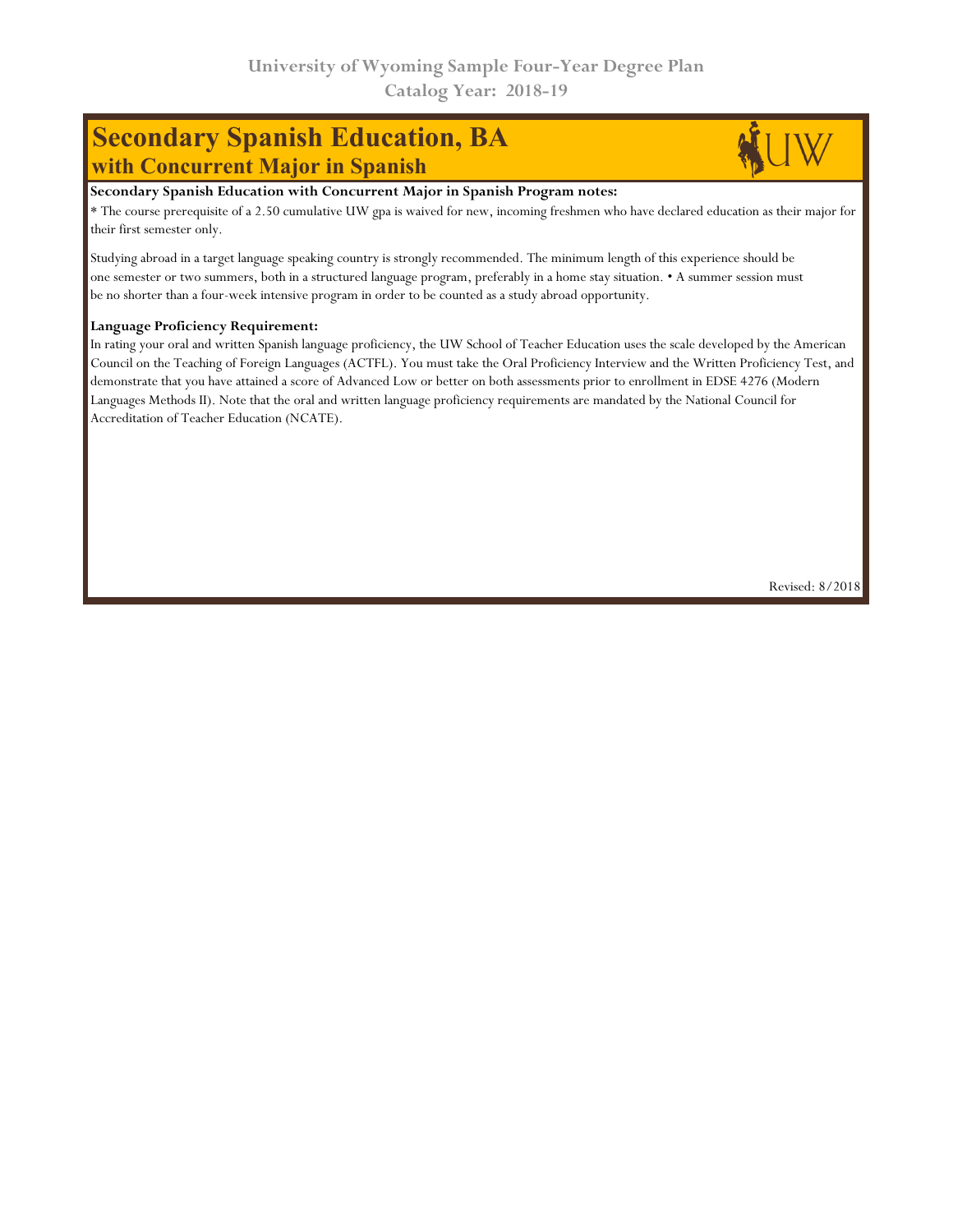University of Wyoming Sample Four-Year Degree Plan
Catalog Year: 2018-19

# Secondary Spanish Education, BA
## with Concurrent Major in Spanish

**Secondary Spanish Education with Concurrent Major in Spanish Program notes:**

* The course prerequisite of a 2.50 cumulative UW gpa is waived for new, incoming freshmen who have declared education as their major for their first semester only.

Studying abroad in a target language speaking country is strongly recommended. The minimum length of this experience should be one semester or two summers, both in a structured language program, preferably in a home stay situation. • A summer session must be no shorter than a four-week intensive program in order to be counted as a study abroad opportunity.

**Language Proficiency Requirement:**

In rating your oral and written Spanish language proficiency, the UW School of Teacher Education uses the scale developed by the American Council on the Teaching of Foreign Languages (ACTFL). You must take the Oral Proficiency Interview and the Written Proficiency Test, and demonstrate that you have attained a score of Advanced Low or better on both assessments prior to enrollment in EDSE 4276 (Modern Languages Methods II). Note that the oral and written language proficiency requirements are mandated by the National Council for Accreditation of Teacher Education (NCATE).

Revised: 8/2018